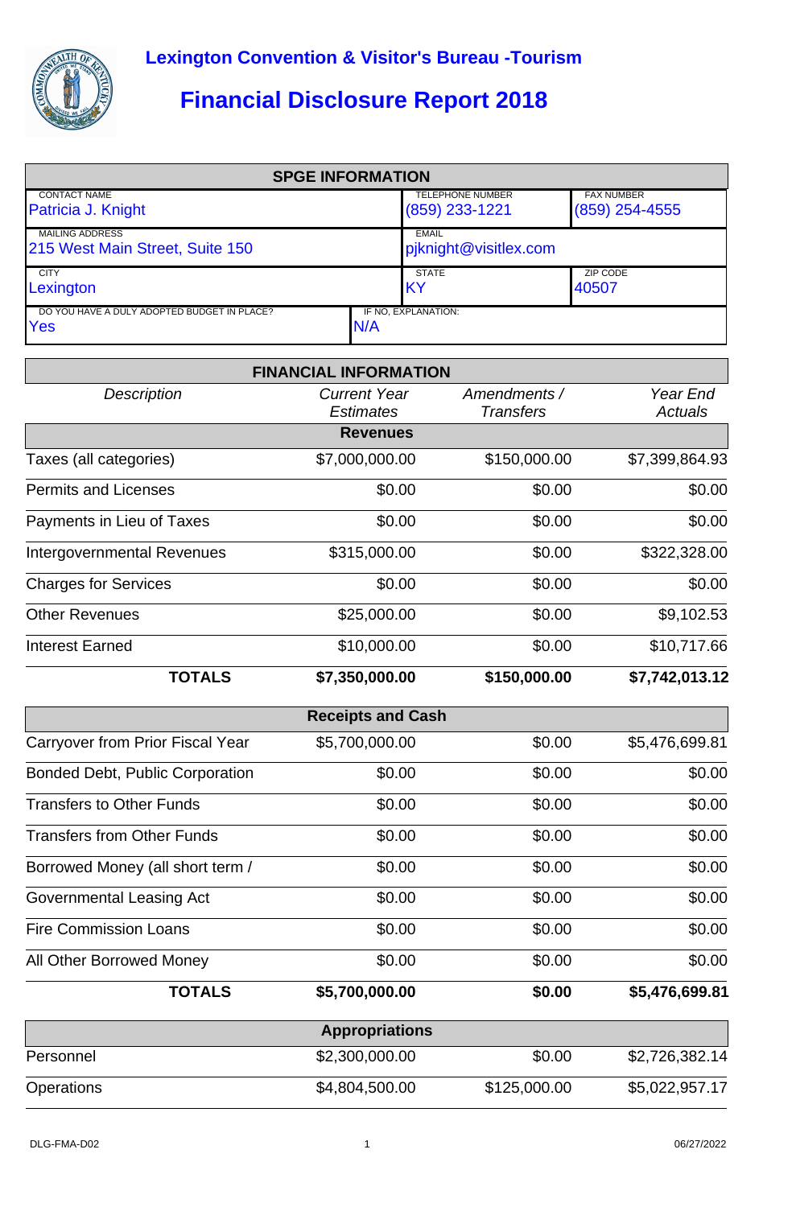# Lexington Convention & Visitor's Bureau -Tourism

## Financial Disclosure Report 2018

| SPGE INFORMATION | | |
|---|---|---|
| CONTACT NAME<br>Patricia J. Knight | TELEPHONE NUMBER<br>(859) 233-1221 | FAX NUMBER<br>(859) 254-4555 |
| MAILING ADDRESS<br>215 West Main Street, Suite 150 | EMAIL<br>pjknight@visitlex.com | |
| CITY<br>Lexington | STATE<br>KY | ZIP CODE<br>40507 |
| DO YOU HAVE A DULY ADOPTED BUDGET IN PLACE?<br>Yes | IF NO, EXPLANATION:<br>N/A | |

| FINANCIAL INFORMATION | | | |
|---|---|---|---|
| *Description* | *Current Year Estimates* | *Amendments / Transfers* | *Year End Actuals* |
| **Revenues** | | | |
| Taxes (all categories) | $7,000,000.00 | $150,000.00 | $7,399,864.93 |
| Permits and Licenses | $0.00 | $0.00 | $0.00 |
| Payments in Lieu of Taxes | $0.00 | $0.00 | $0.00 |
| Intergovernmental Revenues | $315,000.00 | $0.00 | $322,328.00 |
| Charges for Services | $0.00 | $0.00 | $0.00 |
| Other Revenues | $25,000.00 | $0.00 | $9,102.53 |
| Interest Earned | $10,000.00 | $0.00 | $10,717.66 |
| **TOTALS** | **$7,350,000.00** | **$150,000.00** | **$7,742,013.12** |
| **Receipts and Cash** | | | |
| Carryover from Prior Fiscal Year | $5,700,000.00 | $0.00 | $5,476,699.81 |
| Bonded Debt, Public Corporation | $0.00 | $0.00 | $0.00 |
| Transfers to Other Funds | $0.00 | $0.00 | $0.00 |
| Transfers from Other Funds | $0.00 | $0.00 | $0.00 |
| Borrowed Money (all short term / | $0.00 | $0.00 | $0.00 |
| Governmental Leasing Act | $0.00 | $0.00 | $0.00 |
| Fire Commission Loans | $0.00 | $0.00 | $0.00 |
| All Other Borrowed Money | $0.00 | $0.00 | $0.00 |
| **TOTALS** | **$5,700,000.00** | **$0.00** | **$5,476,699.81** |
| **Appropriations** | | | |
| Personnel | $2,300,000.00 | $0.00 | $2,726,382.14 |
| Operations | $4,804,500.00 | $125,000.00 | $5,022,957.17 |

DLG-FMA-D02 06/27/2022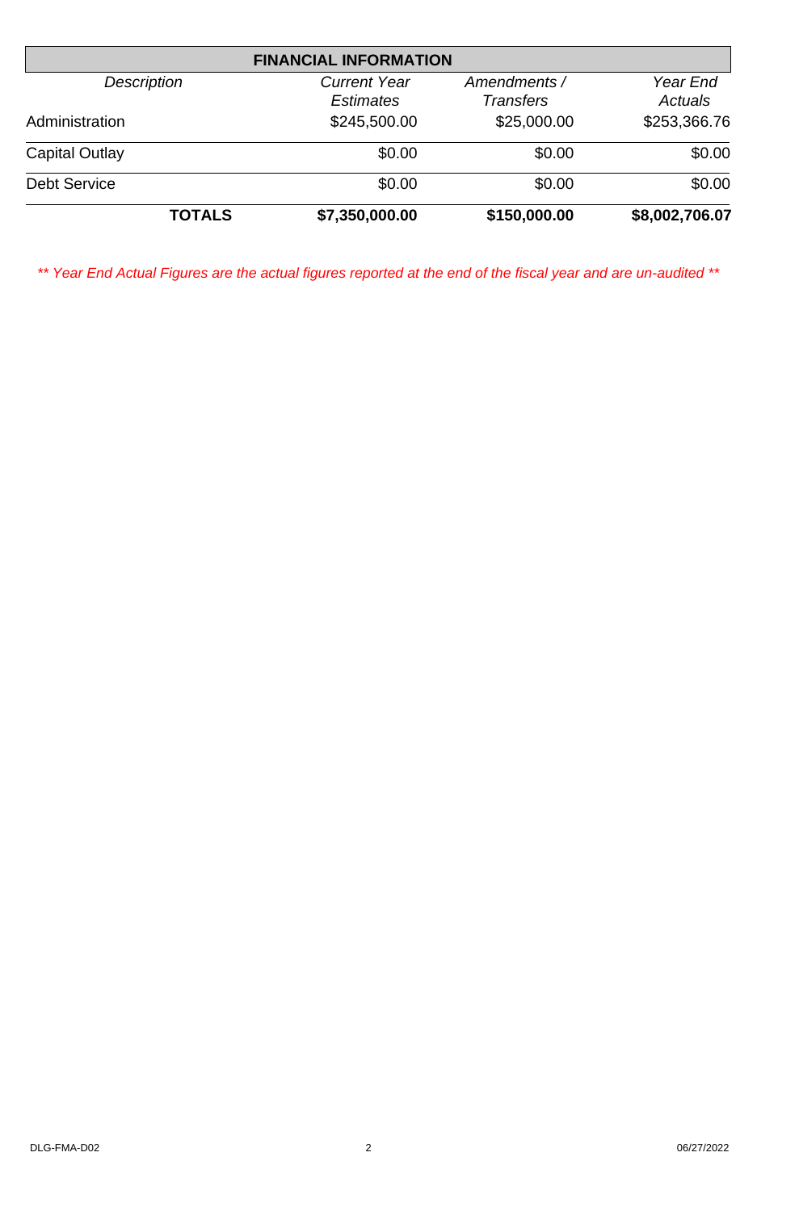| FINANCIAL INFORMATION | | | |
|---|---|---|---|
| *Description* | *Current Year Estimates* | *Amendments / Transfers* | *Year End Actuals* |
| Administration | $245,500.00 | $25,000.00 | $253,366.76 |
| Capital Outlay | $0.00 | $0.00 | $0.00 |
| Debt Service | $0.00 | $0.00 | $0.00 |
| **TOTALS** | **$7,350,000.00** | **$150,000.00** | **$8,002,706.07** |

*** Year End Actual Figures are the actual figures reported at the end of the fiscal year and are un-audited ***

DLG-FMA-D02 06/27/2022